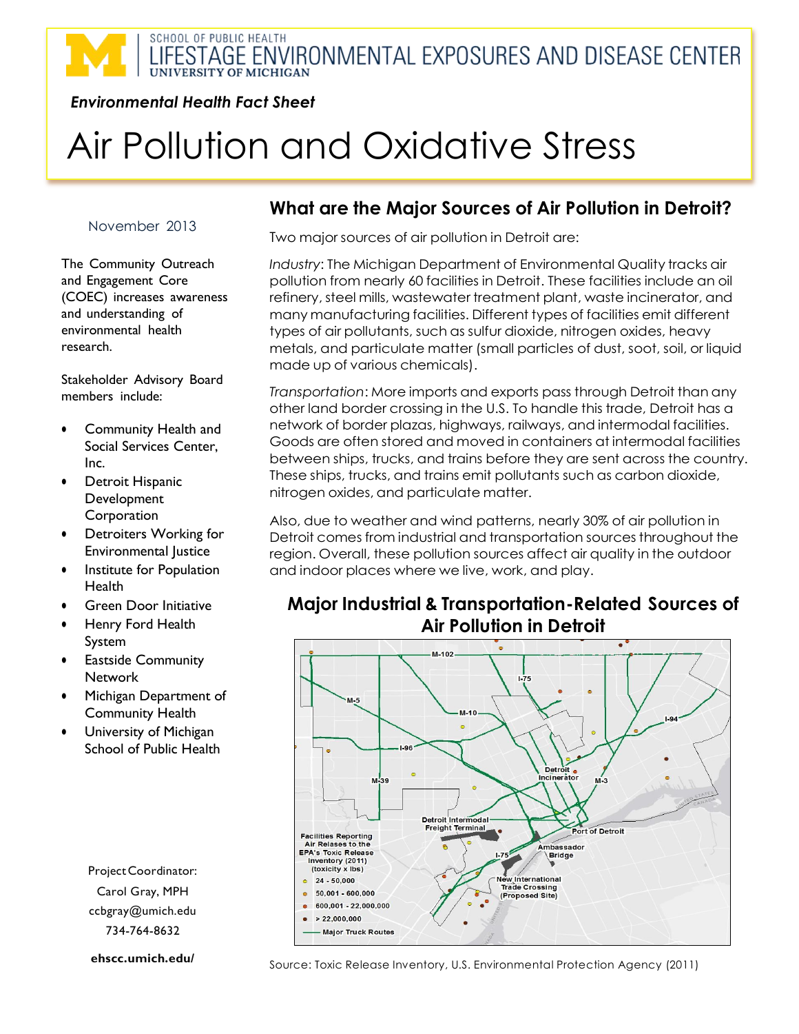SCHOOL OF PUBLIC HEALTH
LIFESTAGE ENVIRONMENTAL EXPOSURES AND DISEASE CENTER
UNIVERSITY OF MICHIGAN

*Environmental Health Fact Sheet*

# Air Pollution and Oxidative Stress

November 2013

The Community Outreach and Engagement Core (COEC) increases awareness and understanding of environmental health research.

Stakeholder Advisory Board members include:

- Community Health and Social Services Center, Inc.
- Detroit Hispanic Development Corporation
- Detroiters Working for Environmental Justice
- Institute for Population Health
- Green Door Initiative
- Henry Ford Health System
- Eastside Community Network
- Michigan Department of Community Health
- University of Michigan School of Public Health

Project Coordinator:
Carol Gray, MPH
ccbgray@umich.edu
734-764-8632

**ehscc.umich.edu/**

## What are the Major Sources of Air Pollution in Detroit?

Two major sources of air pollution in Detroit are:

*Industry*: The Michigan Department of Environmental Quality tracks air pollution from nearly 60 facilities in Detroit. These facilities include an oil refinery, steel mills, wastewater treatment plant, waste incinerator, and many manufacturing facilities. Different types of facilities emit different types of air pollutants, such as sulfur dioxide, nitrogen oxides, heavy metals, and particulate matter (small particles of dust, soot, soil, or liquid made up of various chemicals).

*Transportation*: More imports and exports pass through Detroit than any other land border crossing in the U.S. To handle this trade, Detroit has a network of border plazas, highways, railways, and intermodal facilities. Goods are often stored and moved in containers at intermodal facilities between ships, trucks, and trains before they are sent across the country. These ships, trucks, and trains emit pollutants such as carbon dioxide, nitrogen oxides, and particulate matter.

Also, due to weather and wind patterns, nearly 30% of air pollution in Detroit comes from industrial and transportation sources throughout the region. Overall, these pollution sources affect air quality in the outdoor and indoor places where we live, work, and play.

### Major Industrial & Transportation-Related Sources of Air Pollution in Detroit

Facilities Reporting Air Releases to the EPA's Toxic Release Inventory (2011) (toxicity x lbs)

- 24 - 50,000
- 50,001 - 600,000
- 600,001 - 22,000,000
- > 22,000,000
- Major Truck Routes

Map labels: M-102, I-75, M-5, M-10, I-94, I-96, Detroit Incinerator, M-39, M-3, Detroit Intermodal Freight Terminal, Port of Detroit, Ambassador Bridge, I-75, New International Trade Crossing (Proposed Site)

Source: Toxic Release Inventory, U.S. Environmental Protection Agency (2011)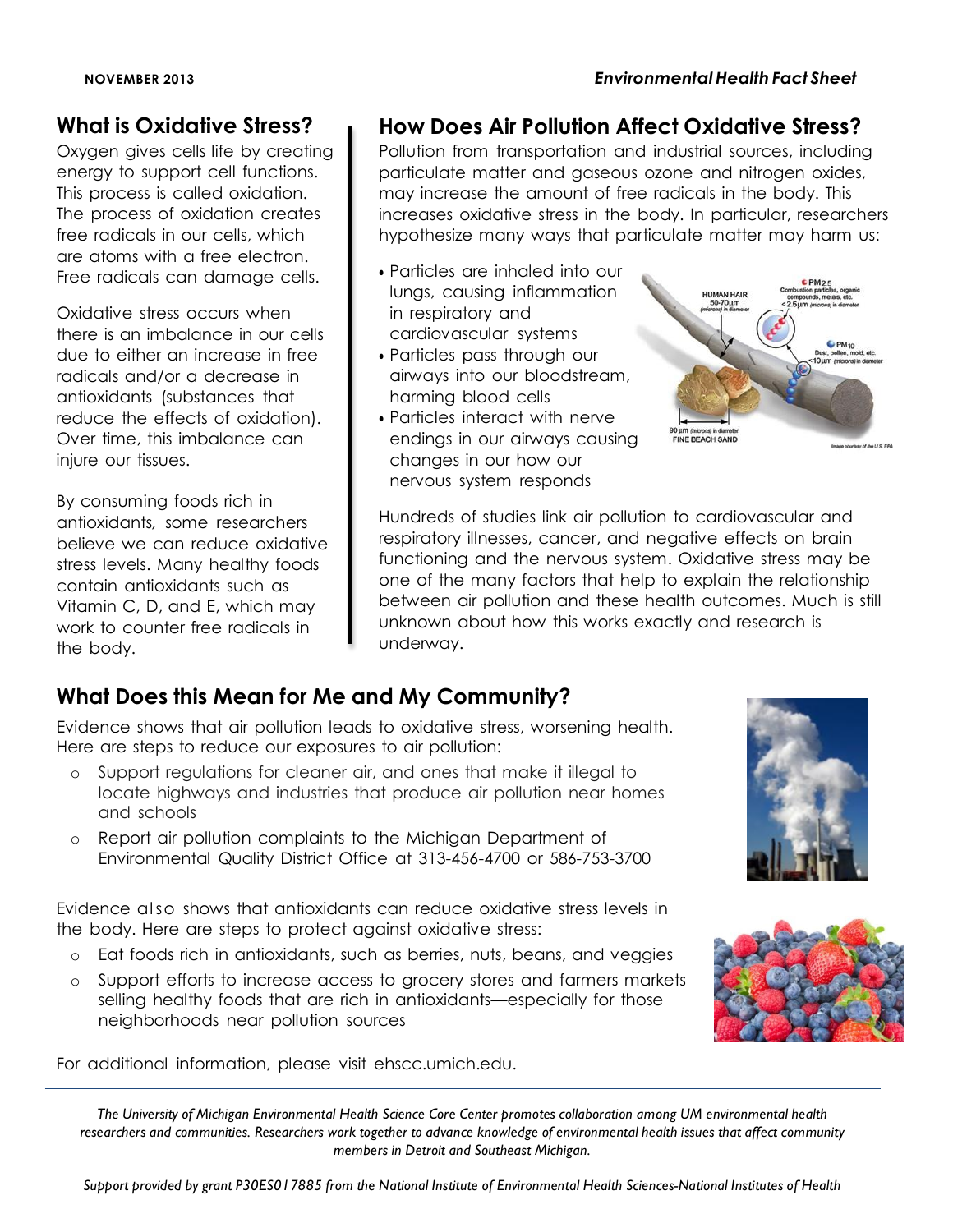## What is Oxidative Stress?

Oxygen gives cells life by creating energy to support cell functions. This process is called oxidation. The process of oxidation creates free radicals in our cells, which are atoms with a free electron. Free radicals can damage cells.

Oxidative stress occurs when there is an imbalance in our cells due to either an increase in free radicals and/or a decrease in antioxidants (substances that reduce the effects of oxidation). Over time, this imbalance can injure our tissues.

By consuming foods rich in antioxidants, some researchers believe we can reduce oxidative stress levels. Many healthy foods contain antioxidants such as Vitamin C, D, and E, which may work to counter free radicals in the body.

## How Does Air Pollution Affect Oxidative Stress?

Pollution from transportation and industrial sources, including particulate matter and gaseous ozone and nitrogen oxides, may increase the amount of free radicals in the body. This increases oxidative stress in the body. In particular, researchers hypothesize many ways that particulate matter may harm us:

- Particles are inhaled into our lungs, causing inflammation in respiratory and cardiovascular systems
- Particles pass through our airways into our bloodstream, harming blood cells
- Particles interact with nerve endings in our airways causing changes in our how our nervous system responds

HUMAN HAIR 50-70μm (microns) in diameter

$PM_{2.5}$ Combustion particles, organic compounds, metals, etc. <2.5μm (microns) in diameter

$PM_{10}$ Dust, pollen, mold, etc. <10μm (microns) in diameter

90 μm (microns) in diameter FINE BEACH SAND

Image courtesy of the U.S. EPA

Hundreds of studies link air pollution to cardiovascular and respiratory illnesses, cancer, and negative effects on brain functioning and the nervous system. Oxidative stress may be one of the many factors that help to explain the relationship between air pollution and these health outcomes. Much is still unknown about how this works exactly and research is underway.

## What Does this Mean for Me and My Community?

Evidence shows that air pollution leads to oxidative stress, worsening health. Here are steps to reduce our exposures to air pollution:

- Support regulations for cleaner air, and ones that make it illegal to locate highways and industries that produce air pollution near homes and schools
- Report air pollution complaints to the Michigan Department of Environmental Quality District Office at 313-456-4700 or 586-753-3700

Evidence also shows that antioxidants can reduce oxidative stress levels in the body. Here are steps to protect against oxidative stress:

- Eat foods rich in antioxidants, such as berries, nuts, beans, and veggies
- Support efforts to increase access to grocery stores and farmers markets selling healthy foods that are rich in antioxidants—especially for those neighborhoods near pollution sources

For additional information, please visit ehscc.umich.edu.

---

*The University of Michigan Environmental Health Science Core Center promotes collaboration among UM environmental health researchers and communities. Researchers work together to advance knowledge of environmental health issues that affect community members in Detroit and Southeast Michigan.*

*Support provided by grant P30ES017885 from the National Institute of Environmental Health Sciences-National Institutes of Health*